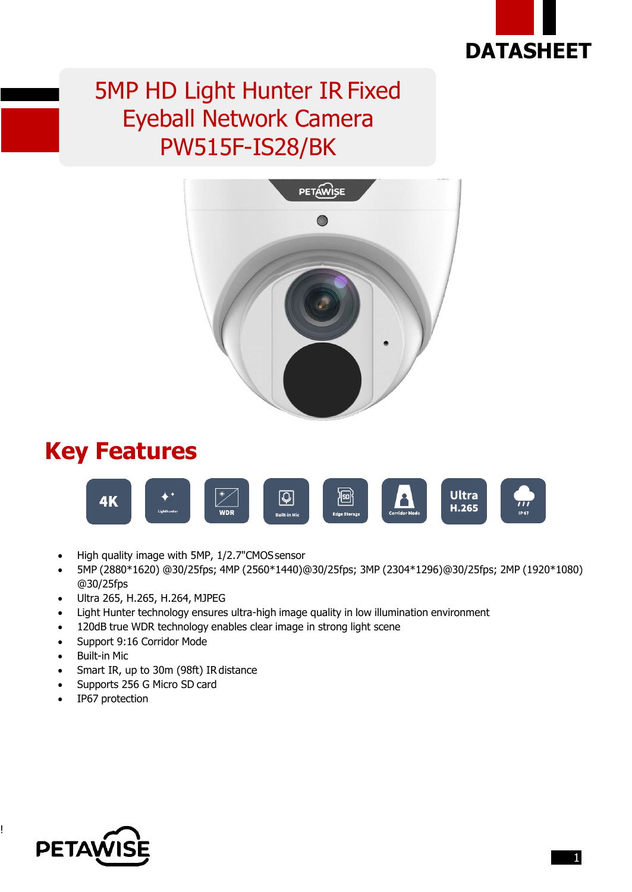DATASHEET

# 5MP HD Light Hunter IR Fixed Eyeball Network Camera PW515F-IS28/BK

## Key Features

- High quality image with 5MP, 1/2.7"CMOS sensor
- 5MP (2880*1620) @30/25fps; 4MP (2560*1440)@30/25fps; 3MP (2304*1296)@30/25fps; 2MP (1920*1080) @30/25fps
- Ultra 265, H.265, H.264, MJPEG
- Light Hunter technology ensures ultra-high image quality in low illumination environment
- 120dB true WDR technology enables clear image in strong light scene
- Support 9:16 Corridor Mode
- Built-in Mic
- Smart IR, up to 30m (98ft) IR distance
- Supports 256 G Micro SD card
- IP67 protection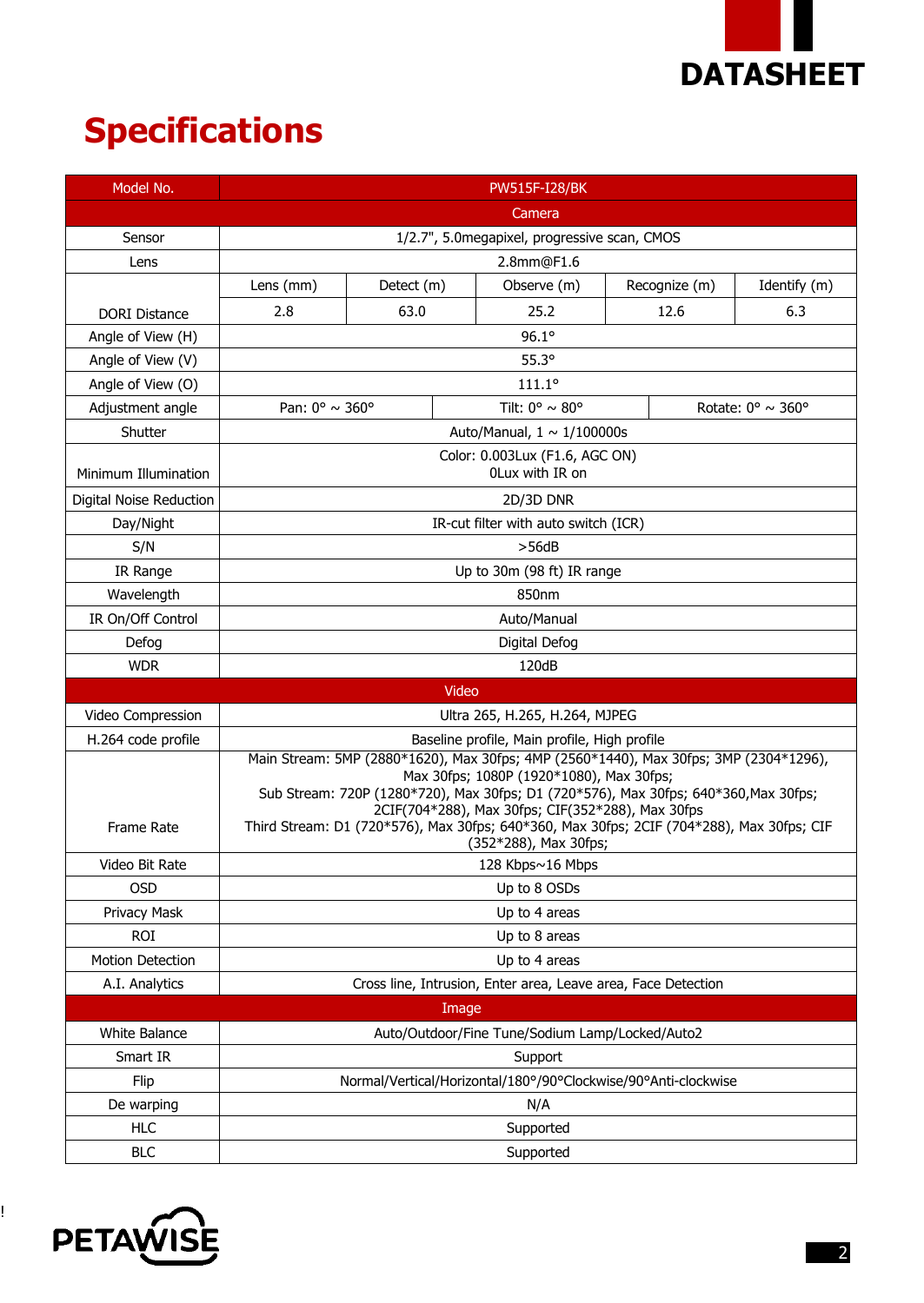# Specifications

| Model No. | PW515F-I28/BK | | | | |
|---|---|---|---|---|---|
| Camera | | | | | |
| Sensor | 1/2.7", 5.0megapixel, progressive scan, CMOS | | | | |
| Lens | 2.8mm@F1.6 | | | | |
| DORI Distance | Lens (mm) | Detect (m) | Observe (m) | Recognize (m) | Identify (m) |
| | 2.8 | 63.0 | 25.2 | 12.6 | 6.3 |
| Angle of View (H) | 96.1° | | | | |
| Angle of View (V) | 55.3° | | | | |
| Angle of View (O) | 111.1° | | | | |
| Adjustment angle | Pan: 0° ~ 360° | Tilt: 0° ~ 80° | Rotate: 0° ~ 360° | | |
| Shutter | Auto/Manual, 1 ~ 1/100000s | | | | |
| Minimum Illumination | Color: 0.003Lux (F1.6, AGC ON)<br>0Lux with IR on | | | | |
| Digital Noise Reduction | 2D/3D DNR | | | | |
| Day/Night | IR-cut filter with auto switch (ICR) | | | | |
| S/N | >56dB | | | | |
| IR Range | Up to 30m (98 ft) IR range | | | | |
| Wavelength | 850nm | | | | |
| IR On/Off Control | Auto/Manual | | | | |
| Defog | Digital Defog | | | | |
| WDR | 120dB | | | | |
| Video | | | | | |
| Video Compression | Ultra 265, H.265, H.264, MJPEG | | | | |
| H.264 code profile | Baseline profile, Main profile, High profile | | | | |
| Frame Rate | Main Stream: 5MP (2880*1620), Max 30fps; 4MP (2560*1440), Max 30fps; 3MP (2304*1296), Max 30fps; 1080P (1920*1080), Max 30fps;<br>Sub Stream: 720P (1280*720), Max 30fps; D1 (720*576), Max 30fps; 640*360,Max 30fps; 2CIF(704*288), Max 30fps; CIF(352*288), Max 30fps<br>Third Stream: D1 (720*576), Max 30fps; 640*360, Max 30fps; 2CIF (704*288), Max 30fps; CIF (352*288), Max 30fps; | | | | |
| Video Bit Rate | 128 Kbps~16 Mbps | | | | |
| OSD | Up to 8 OSDs | | | | |
| Privacy Mask | Up to 4 areas | | | | |
| ROI | Up to 8 areas | | | | |
| Motion Detection | Up to 4 areas | | | | |
| A.I. Analytics | Cross line, Intrusion, Enter area, Leave area, Face Detection | | | | |
| Image | | | | | |
| White Balance | Auto/Outdoor/Fine Tune/Sodium Lamp/Locked/Auto2 | | | | |
| Smart IR | Support | | | | |
| Flip | Normal/Vertical/Horizontal/180°/90°Clockwise/90°Anti-clockwise | | | | |
| De warping | N/A | | | | |
| HLC | Supported | | | | |
| BLC | Supported | | | | |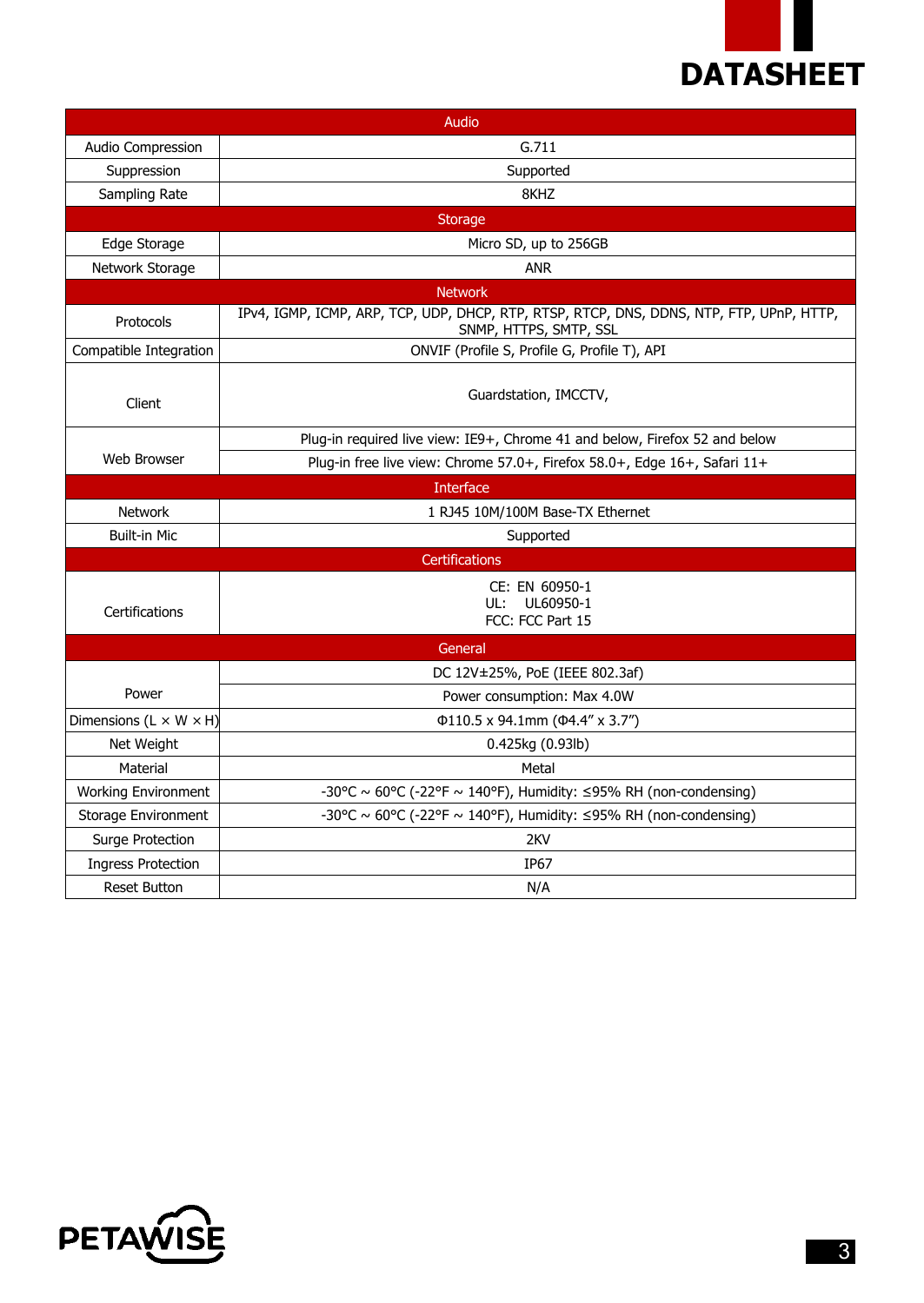# DATASHEET

| Audio | |
|---|---|
| Audio Compression | G.711 |
| Suppression | Supported |
| Sampling Rate | 8KHZ |
| **Storage** | |
| Edge Storage | Micro SD, up to 256GB |
| Network Storage | ANR |
| **Network** | |
| Protocols | IPv4, IGMP, ICMP, ARP, TCP, UDP, DHCP, RTP, RTSP, RTCP, DNS, DDNS, NTP, FTP, UPnP, HTTP, SNMP, HTTPS, SMTP, SSL |
| Compatible Integration | ONVIF (Profile S, Profile G, Profile T), API |
| Client | Guardstation, IMCCTV, |
| Web Browser | Plug-in required live view: IE9+, Chrome 41 and below, Firefox 52 and below |
| | Plug-in free live view: Chrome 57.0+, Firefox 58.0+, Edge 16+, Safari 11+ |
| **Interface** | |
| Network | 1 RJ45 10M/100M Base-TX Ethernet |
| Built-in Mic | Supported |
| **Certifications** | |
| Certifications | CE: EN 60950-1<br>UL: UL60950-1<br>FCC: FCC Part 15 |
| **General** | |
| Power | DC 12V±25%, PoE (IEEE 802.3af) |
| | Power consumption: Max 4.0W |
| Dimensions (L × W × H) | Φ110.5 x 94.1mm (Φ4.4” x 3.7”) |
| Net Weight | 0.425kg (0.93lb) |
| Material | Metal |
| Working Environment | -30°C ~ 60°C (-22°F ~ 140°F), Humidity: ≤95% RH (non-condensing) |
| Storage Environment | -30°C ~ 60°C (-22°F ~ 140°F), Humidity: ≤95% RH (non-condensing) |
| Surge Protection | 2KV |
| Ingress Protection | IP67 |
| Reset Button | N/A |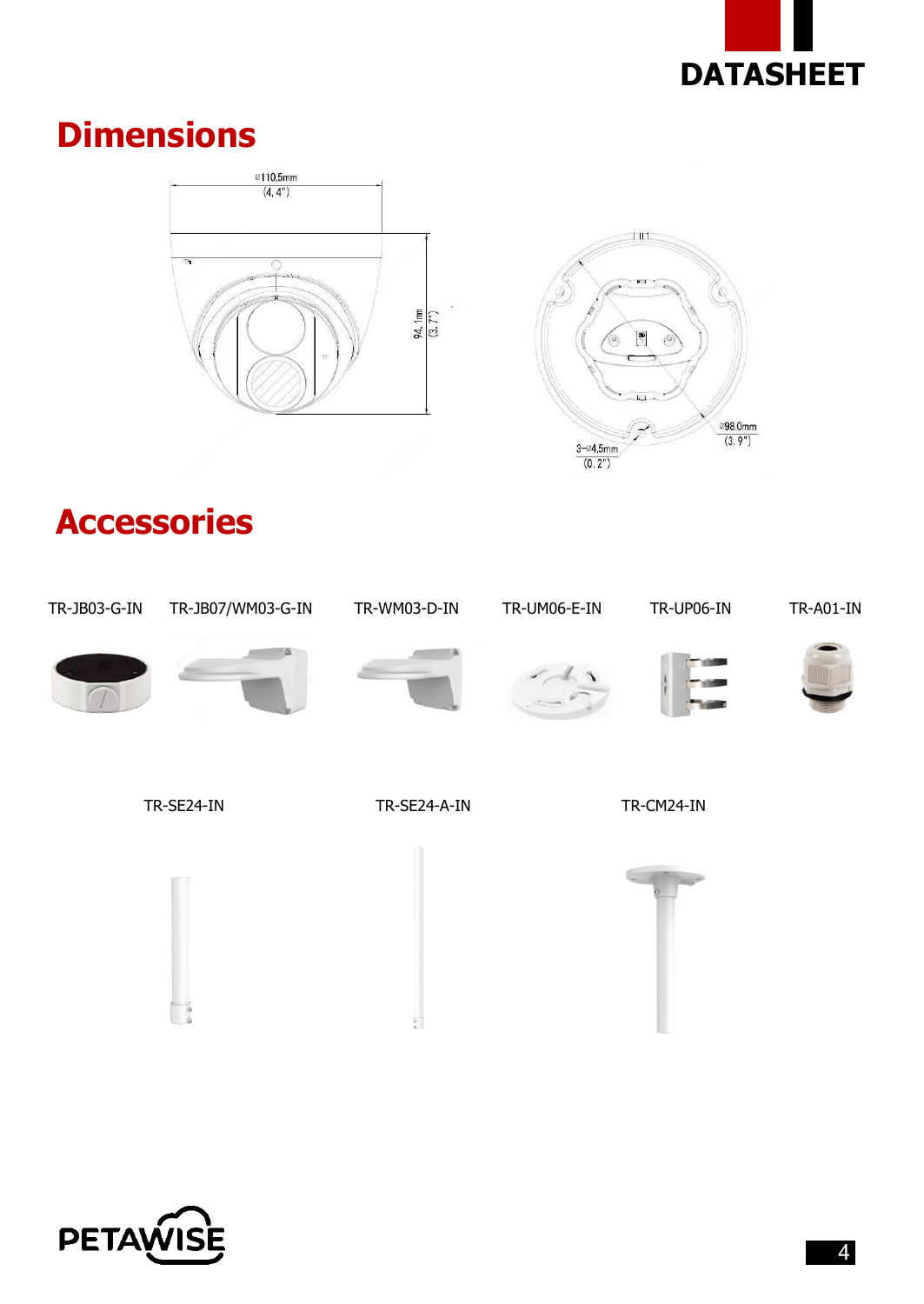## Dimensions

Ø110.5mm (4.4")

94.1mm (3.7")

Ø98.0mm (3.9")

3-Ø4.5mm (0.2")

## Accessories

TR-JB03-G-IN

TR-JB07/WM03-G-IN

TR-WM03-D-IN

TR-UM06-E-IN

TR-UP06-IN

TR-A01-IN

TR-SE24-IN

TR-SE24-A-IN

TR-CM24-IN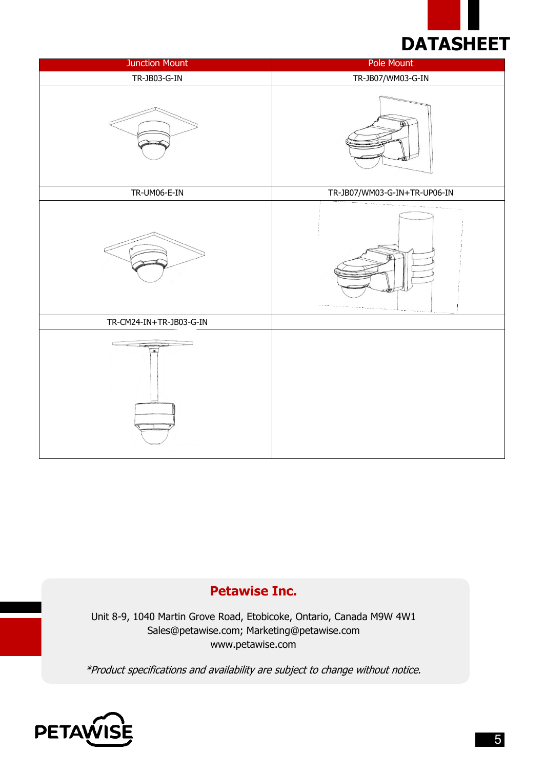| Junction Mount | Pole Mount |
| --- | --- |
| TR-JB03-G-IN | TR-JB07/WM03-G-IN |
| | |
| TR-UM06-E-IN | TR-JB07/WM03-G-IN+TR-UP06-IN |
| | |
| TR-CM24-IN+TR-JB03-G-IN | |
| | |

**Petawise Inc.**

Unit 8-9, 1040 Martin Grove Road, Etobicoke, Ontario, Canada M9W 4W1
Sales@petawise.com; Marketing@petawise.com
www.petawise.com

*\*Product specifications and availability are subject to change without notice.*